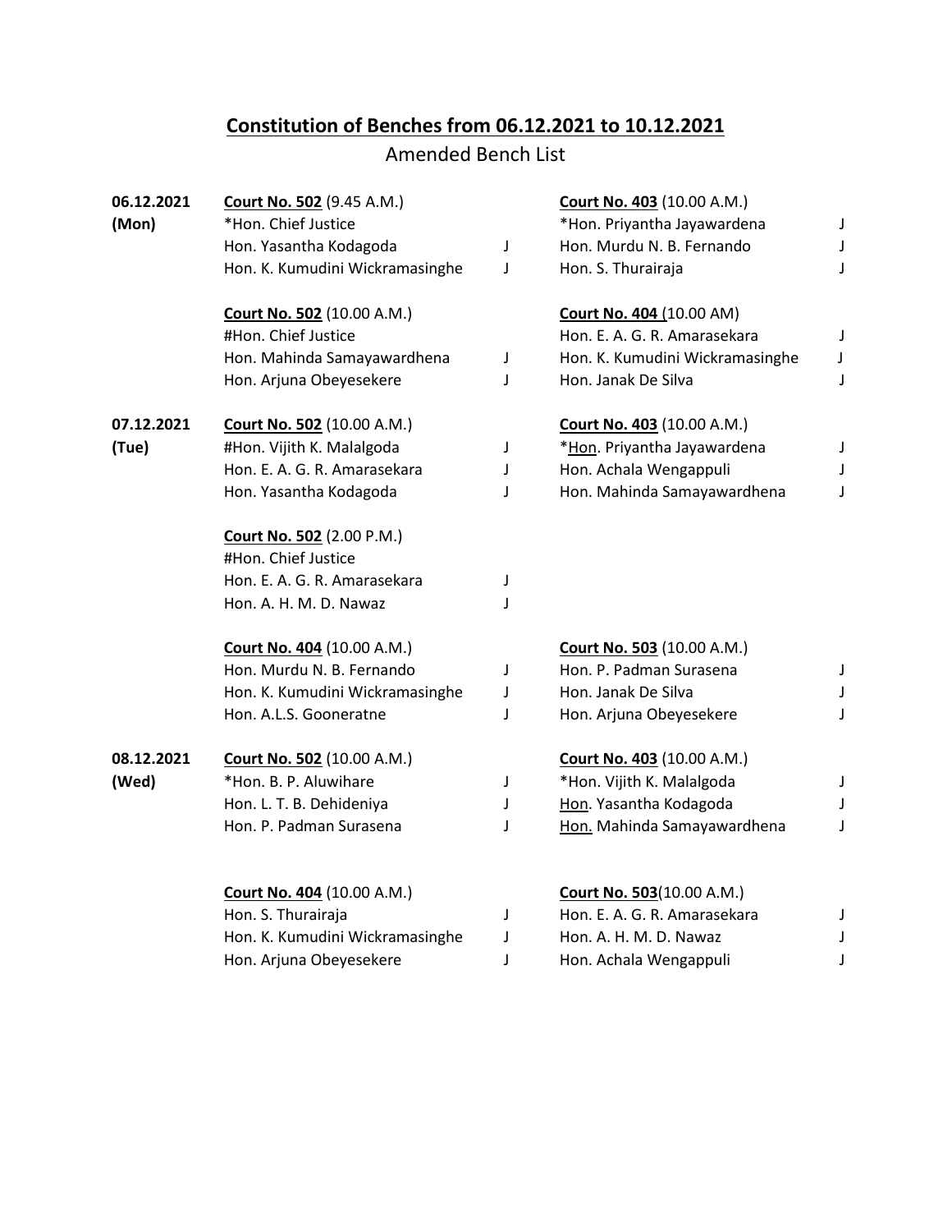# Constitution of Benches from 06.12.2021 to 10.12.2021

## Amended Bench List

**06.12.2021 (Mon)**

**Court No. 502** (9.45 A.M.)
*Hon. Chief Justice
Hon. Yasantha Kodagoda J
Hon. K. Kumudini Wickramasinghe J

**Court No. 403** (10.00 A.M.)
*Hon. Priyantha Jayawardena J
Hon. Murdu N. B. Fernando J
Hon. S. Thurairaja J

**Court No. 502** (10.00 A.M.)
#Hon. Chief Justice
Hon. Mahinda Samayawardhena J
Hon. Arjuna Obeyesekere J

**Court No. 404** (10.00 AM)
Hon. E. A. G. R. Amarasekara J
Hon. K. Kumudini Wickramasinghe J
Hon. Janak De Silva J

**07.12.2021 (Tue)**

**Court No. 502** (10.00 A.M.)
#Hon. Vijith K. Malalgoda J
Hon. E. A. G. R. Amarasekara J
Hon. Yasantha Kodagoda J

**Court No. 403** (10.00 A.M.)
*Hon. Priyantha Jayawardena J
Hon. Achala Wengappuli J
Hon. Mahinda Samayawardhena J

**Court No. 502** (2.00 P.M.)
#Hon. Chief Justice
Hon. E. A. G. R. Amarasekara J
Hon. A. H. M. D. Nawaz J

**Court No. 404** (10.00 A.M.)
Hon. Murdu N. B. Fernando J
Hon. K. Kumudini Wickramasinghe J
Hon. A.L.S. Gooneratne J

**Court No. 503** (10.00 A.M.)
Hon. P. Padman Surasena J
Hon. Janak De Silva J
Hon. Arjuna Obeyesekere J

**08.12.2021 (Wed)**

**Court No. 502** (10.00 A.M.)
*Hon. B. P. Aluwihare J
Hon. L. T. B. Dehideniya J
Hon. P. Padman Surasena J

**Court No. 403** (10.00 A.M.)
*Hon. Vijith K. Malalgoda J
Hon. Yasantha Kodagoda J
Hon. Mahinda Samayawardhena J

**Court No. 404** (10.00 A.M.)
Hon. S. Thurairaja J
Hon. K. Kumudini Wickramasinghe J
Hon. Arjuna Obeyesekere J

**Court No. 503**(10.00 A.M.)
Hon. E. A. G. R. Amarasekara J
Hon. A. H. M. D. Nawaz J
Hon. Achala Wengappuli J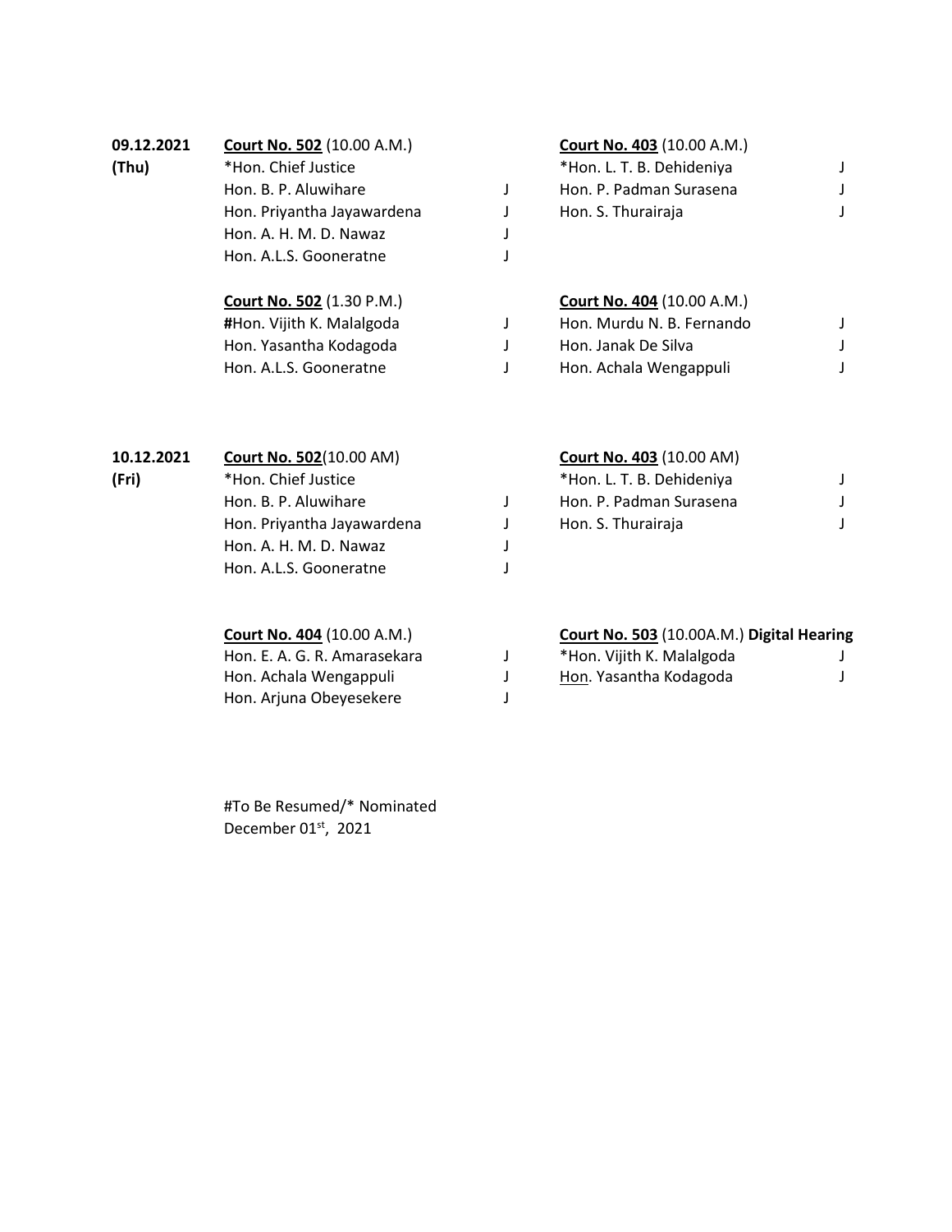**09.12.2021**
**(Thu)**

**Court No. 502** (10.00 A.M.)
*Hon. Chief Justice
Hon. B. P. Aluwihare J
Hon. Priyantha Jayawardena J
Hon. A. H. M. D. Nawaz J
Hon. A.L.S. Gooneratne J

**Court No. 403** (10.00 A.M.)
*Hon. L. T. B. Dehideniya J
Hon. P. Padman Surasena J
Hon. S. Thurairaja J

**Court No. 502** (1.30 P.M.)
**#**Hon. Vijith K. Malalgoda J
Hon. Yasantha Kodagoda J
Hon. A.L.S. Gooneratne J

**Court No. 404** (10.00 A.M.)
Hon. Murdu N. B. Fernando J
Hon. Janak De Silva J
Hon. Achala Wengappuli J

**10.12.2021**
**(Fri)**

**Court No. 502**(10.00 AM)
*Hon. Chief Justice
Hon. B. P. Aluwihare J
Hon. Priyantha Jayawardena J
Hon. A. H. M. D. Nawaz J
Hon. A.L.S. Gooneratne J

**Court No. 403** (10.00 AM)
*Hon. L. T. B. Dehideniya J
Hon. P. Padman Surasena J
Hon. S. Thurairaja J

**Court No. 404** (10.00 A.M.)
Hon. E. A. G. R. Amarasekara J
Hon. Achala Wengappuli J
Hon. Arjuna Obeyesekere J

**Court No. 503** (10.00A.M.) **Digital Hearing**
*Hon. Vijith K. Malalgoda J
Hon. Yasantha Kodagoda J

#To Be Resumed/* Nominated
December 01st, 2021